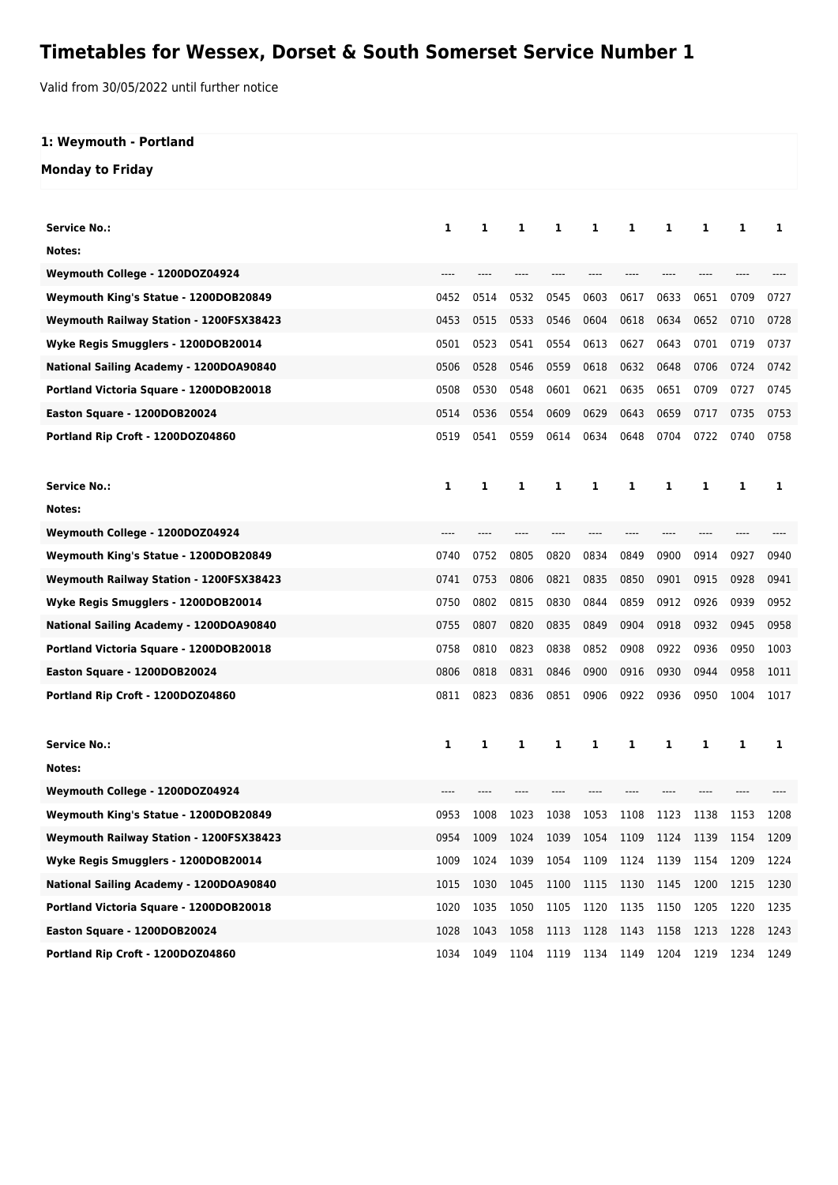# Timetables for Wessex, Dorset & South Somerset Service Number 1

Valid from 30/05/2022 until further notice

**1: Weymouth - Portland**

**Monday to Friday**

| Service No.: | 1 | 1 | 1 | 1 | 1 | 1 | 1 | 1 | 1 | 1 |
|---|---|---|---|---|---|---|---|---|---|---|
| Notes: | | | | | | | | | | |
| Weymouth College - 1200DOZ04924 | ---- | ---- | ---- | ---- | ---- | ---- | ---- | ---- | ---- | ---- |
| Weymouth King's Statue - 1200DOB20849 | 0452 | 0514 | 0532 | 0545 | 0603 | 0617 | 0633 | 0651 | 0709 | 0727 |
| Weymouth Railway Station - 1200FSX38423 | 0453 | 0515 | 0533 | 0546 | 0604 | 0618 | 0634 | 0652 | 0710 | 0728 |
| Wyke Regis Smugglers - 1200DOB20014 | 0501 | 0523 | 0541 | 0554 | 0613 | 0627 | 0643 | 0701 | 0719 | 0737 |
| National Sailing Academy - 1200DOA90840 | 0506 | 0528 | 0546 | 0559 | 0618 | 0632 | 0648 | 0706 | 0724 | 0742 |
| Portland Victoria Square - 1200DOB20018 | 0508 | 0530 | 0548 | 0601 | 0621 | 0635 | 0651 | 0709 | 0727 | 0745 |
| Easton Square - 1200DOB20024 | 0514 | 0536 | 0554 | 0609 | 0629 | 0643 | 0659 | 0717 | 0735 | 0753 |
| Portland Rip Croft - 1200DOZ04860 | 0519 | 0541 | 0559 | 0614 | 0634 | 0648 | 0704 | 0722 | 0740 | 0758 |

| Service No.: | 1 | 1 | 1 | 1 | 1 | 1 | 1 | 1 | 1 | 1 |
|---|---|---|---|---|---|---|---|---|---|---|
| Notes: | | | | | | | | | | |
| Weymouth College - 1200DOZ04924 | ---- | ---- | ---- | ---- | ---- | ---- | ---- | ---- | ---- | ---- |
| Weymouth King's Statue - 1200DOB20849 | 0740 | 0752 | 0805 | 0820 | 0834 | 0849 | 0900 | 0914 | 0927 | 0940 |
| Weymouth Railway Station - 1200FSX38423 | 0741 | 0753 | 0806 | 0821 | 0835 | 0850 | 0901 | 0915 | 0928 | 0941 |
| Wyke Regis Smugglers - 1200DOB20014 | 0750 | 0802 | 0815 | 0830 | 0844 | 0859 | 0912 | 0926 | 0939 | 0952 |
| National Sailing Academy - 1200DOA90840 | 0755 | 0807 | 0820 | 0835 | 0849 | 0904 | 0918 | 0932 | 0945 | 0958 |
| Portland Victoria Square - 1200DOB20018 | 0758 | 0810 | 0823 | 0838 | 0852 | 0908 | 0922 | 0936 | 0950 | 1003 |
| Easton Square - 1200DOB20024 | 0806 | 0818 | 0831 | 0846 | 0900 | 0916 | 0930 | 0944 | 0958 | 1011 |
| Portland Rip Croft - 1200DOZ04860 | 0811 | 0823 | 0836 | 0851 | 0906 | 0922 | 0936 | 0950 | 1004 | 1017 |

| Service No.: | 1 | 1 | 1 | 1 | 1 | 1 | 1 | 1 | 1 | 1 |
|---|---|---|---|---|---|---|---|---|---|---|
| Notes: | | | | | | | | | | |
| Weymouth College - 1200DOZ04924 | ---- | ---- | ---- | ---- | ---- | ---- | ---- | ---- | ---- | ---- |
| Weymouth King's Statue - 1200DOB20849 | 0953 | 1008 | 1023 | 1038 | 1053 | 1108 | 1123 | 1138 | 1153 | 1208 |
| Weymouth Railway Station - 1200FSX38423 | 0954 | 1009 | 1024 | 1039 | 1054 | 1109 | 1124 | 1139 | 1154 | 1209 |
| Wyke Regis Smugglers - 1200DOB20014 | 1009 | 1024 | 1039 | 1054 | 1109 | 1124 | 1139 | 1154 | 1209 | 1224 |
| National Sailing Academy - 1200DOA90840 | 1015 | 1030 | 1045 | 1100 | 1115 | 1130 | 1145 | 1200 | 1215 | 1230 |
| Portland Victoria Square - 1200DOB20018 | 1020 | 1035 | 1050 | 1105 | 1120 | 1135 | 1150 | 1205 | 1220 | 1235 |
| Easton Square - 1200DOB20024 | 1028 | 1043 | 1058 | 1113 | 1128 | 1143 | 1158 | 1213 | 1228 | 1243 |
| Portland Rip Croft - 1200DOZ04860 | 1034 | 1049 | 1104 | 1119 | 1134 | 1149 | 1204 | 1219 | 1234 | 1249 |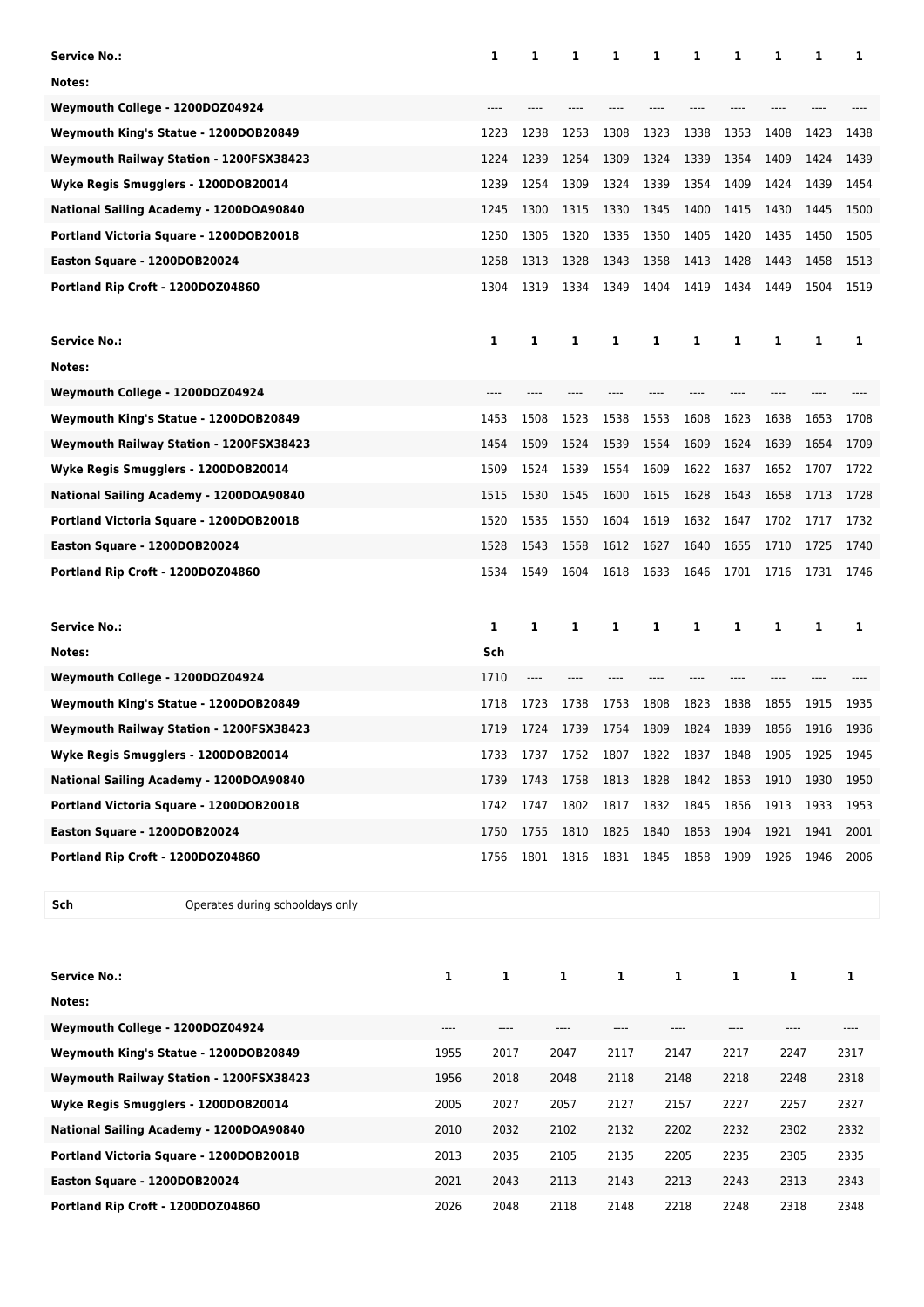| Service No.: | 1 | 1 | 1 | 1 | 1 | 1 | 1 | 1 | 1 | 1 |
|---|---|---|---|---|---|---|---|---|---|---|
| Notes: | | | | | | | | | | |
| Weymouth College - 1200DOZ04924 | ---- | ---- | ---- | ---- | ---- | ---- | ---- | ---- | ---- | ---- |
| Weymouth King's Statue - 1200DOB20849 | 1223 | 1238 | 1253 | 1308 | 1323 | 1338 | 1353 | 1408 | 1423 | 1438 |
| Weymouth Railway Station - 1200FSX38423 | 1224 | 1239 | 1254 | 1309 | 1324 | 1339 | 1354 | 1409 | 1424 | 1439 |
| Wyke Regis Smugglers - 1200DOB20014 | 1239 | 1254 | 1309 | 1324 | 1339 | 1354 | 1409 | 1424 | 1439 | 1454 |
| National Sailing Academy - 1200DOA90840 | 1245 | 1300 | 1315 | 1330 | 1345 | 1400 | 1415 | 1430 | 1445 | 1500 |
| Portland Victoria Square - 1200DOB20018 | 1250 | 1305 | 1320 | 1335 | 1350 | 1405 | 1420 | 1435 | 1450 | 1505 |
| Easton Square - 1200DOB20024 | 1258 | 1313 | 1328 | 1343 | 1358 | 1413 | 1428 | 1443 | 1458 | 1513 |
| Portland Rip Croft - 1200DOZ04860 | 1304 | 1319 | 1334 | 1349 | 1404 | 1419 | 1434 | 1449 | 1504 | 1519 |

| Service No.: | 1 | 1 | 1 | 1 | 1 | 1 | 1 | 1 | 1 | 1 |
|---|---|---|---|---|---|---|---|---|---|---|
| Notes: | | | | | | | | | | |
| Weymouth College - 1200DOZ04924 | ---- | ---- | ---- | ---- | ---- | ---- | ---- | ---- | ---- | ---- |
| Weymouth King's Statue - 1200DOB20849 | 1453 | 1508 | 1523 | 1538 | 1553 | 1608 | 1623 | 1638 | 1653 | 1708 |
| Weymouth Railway Station - 1200FSX38423 | 1454 | 1509 | 1524 | 1539 | 1554 | 1609 | 1624 | 1639 | 1654 | 1709 |
| Wyke Regis Smugglers - 1200DOB20014 | 1509 | 1524 | 1539 | 1554 | 1609 | 1622 | 1637 | 1652 | 1707 | 1722 |
| National Sailing Academy - 1200DOA90840 | 1515 | 1530 | 1545 | 1600 | 1615 | 1628 | 1643 | 1658 | 1713 | 1728 |
| Portland Victoria Square - 1200DOB20018 | 1520 | 1535 | 1550 | 1604 | 1619 | 1632 | 1647 | 1702 | 1717 | 1732 |
| Easton Square - 1200DOB20024 | 1528 | 1543 | 1558 | 1612 | 1627 | 1640 | 1655 | 1710 | 1725 | 1740 |
| Portland Rip Croft - 1200DOZ04860 | 1534 | 1549 | 1604 | 1618 | 1633 | 1646 | 1701 | 1716 | 1731 | 1746 |

| Service No.: | 1 | 1 | 1 | 1 | 1 | 1 | 1 | 1 | 1 | 1 |
|---|---|---|---|---|---|---|---|---|---|---|
| Notes: | Sch | | | | | | | | | |
| Weymouth College - 1200DOZ04924 | 1710 | ---- | ---- | ---- | ---- | ---- | ---- | ---- | ---- | ---- |
| Weymouth King's Statue - 1200DOB20849 | 1718 | 1723 | 1738 | 1753 | 1808 | 1823 | 1838 | 1855 | 1915 | 1935 |
| Weymouth Railway Station - 1200FSX38423 | 1719 | 1724 | 1739 | 1754 | 1809 | 1824 | 1839 | 1856 | 1916 | 1936 |
| Wyke Regis Smugglers - 1200DOB20014 | 1733 | 1737 | 1752 | 1807 | 1822 | 1837 | 1848 | 1905 | 1925 | 1945 |
| National Sailing Academy - 1200DOA90840 | 1739 | 1743 | 1758 | 1813 | 1828 | 1842 | 1853 | 1910 | 1930 | 1950 |
| Portland Victoria Square - 1200DOB20018 | 1742 | 1747 | 1802 | 1817 | 1832 | 1845 | 1856 | 1913 | 1933 | 1953 |
| Easton Square - 1200DOB20024 | 1750 | 1755 | 1810 | 1825 | 1840 | 1853 | 1904 | 1921 | 1941 | 2001 |
| Portland Rip Croft - 1200DOZ04860 | 1756 | 1801 | 1816 | 1831 | 1845 | 1858 | 1909 | 1926 | 1946 | 2006 |

| | |
|---|---|
| **Sch** | Operates during schooldays only |

| Service No.: | 1 | 1 | 1 | 1 | 1 | 1 | 1 | 1 |
|---|---|---|---|---|---|---|---|---|
| Notes: | | | | | | | | |
| Weymouth College - 1200DOZ04924 | ---- | ---- | ---- | ---- | ---- | ---- | ---- | ---- |
| Weymouth King's Statue - 1200DOB20849 | 1955 | 2017 | 2047 | 2117 | 2147 | 2217 | 2247 | 2317 |
| Weymouth Railway Station - 1200FSX38423 | 1956 | 2018 | 2048 | 2118 | 2148 | 2218 | 2248 | 2318 |
| Wyke Regis Smugglers - 1200DOB20014 | 2005 | 2027 | 2057 | 2127 | 2157 | 2227 | 2257 | 2327 |
| National Sailing Academy - 1200DOA90840 | 2010 | 2032 | 2102 | 2132 | 2202 | 2232 | 2302 | 2332 |
| Portland Victoria Square - 1200DOB20018 | 2013 | 2035 | 2105 | 2135 | 2205 | 2235 | 2305 | 2335 |
| Easton Square - 1200DOB20024 | 2021 | 2043 | 2113 | 2143 | 2213 | 2243 | 2313 | 2343 |
| Portland Rip Croft - 1200DOZ04860 | 2026 | 2048 | 2118 | 2148 | 2218 | 2248 | 2318 | 2348 |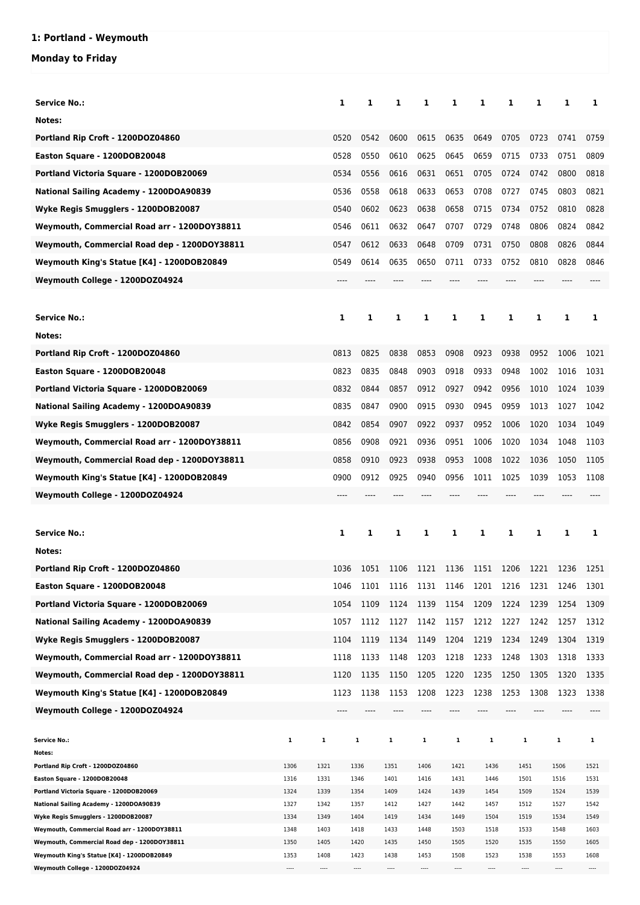## 1: Portland - Weymouth

### Monday to Friday

| Service No.: | 1 | 1 | 1 | 1 | 1 | 1 | 1 | 1 | 1 | 1 |
|---|---|---|---|---|---|---|---|---|---|---|
| Notes: | | | | | | | | | | |
| Portland Rip Croft - 1200DOZ04860 | 0520 | 0542 | 0600 | 0615 | 0635 | 0649 | 0705 | 0723 | 0741 | 0759 |
| Easton Square - 1200DOB20048 | 0528 | 0550 | 0610 | 0625 | 0645 | 0659 | 0715 | 0733 | 0751 | 0809 |
| Portland Victoria Square - 1200DOB20069 | 0534 | 0556 | 0616 | 0631 | 0651 | 0705 | 0724 | 0742 | 0800 | 0818 |
| National Sailing Academy - 1200DOA90839 | 0536 | 0558 | 0618 | 0633 | 0653 | 0708 | 0727 | 0745 | 0803 | 0821 |
| Wyke Regis Smugglers - 1200DOB20087 | 0540 | 0602 | 0623 | 0638 | 0658 | 0715 | 0734 | 0752 | 0810 | 0828 |
| Weymouth, Commercial Road arr - 1200DOY38811 | 0546 | 0611 | 0632 | 0647 | 0707 | 0729 | 0748 | 0806 | 0824 | 0842 |
| Weymouth, Commercial Road dep - 1200DOY38811 | 0547 | 0612 | 0633 | 0648 | 0709 | 0731 | 0750 | 0808 | 0826 | 0844 |
| Weymouth King's Statue [K4] - 1200DOB20849 | 0549 | 0614 | 0635 | 0650 | 0711 | 0733 | 0752 | 0810 | 0828 | 0846 |
| Weymouth College - 1200DOZ04924 | ---- | ---- | ---- | ---- | ---- | ---- | ---- | ---- | ---- | ---- |

| Service No.: | 1 | 1 | 1 | 1 | 1 | 1 | 1 | 1 | 1 | 1 |
|---|---|---|---|---|---|---|---|---|---|---|
| Notes: | | | | | | | | | | |
| Portland Rip Croft - 1200DOZ04860 | 0813 | 0825 | 0838 | 0853 | 0908 | 0923 | 0938 | 0952 | 1006 | 1021 |
| Easton Square - 1200DOB20048 | 0823 | 0835 | 0848 | 0903 | 0918 | 0933 | 0948 | 1002 | 1016 | 1031 |
| Portland Victoria Square - 1200DOB20069 | 0832 | 0844 | 0857 | 0912 | 0927 | 0942 | 0956 | 1010 | 1024 | 1039 |
| National Sailing Academy - 1200DOA90839 | 0835 | 0847 | 0900 | 0915 | 0930 | 0945 | 0959 | 1013 | 1027 | 1042 |
| Wyke Regis Smugglers - 1200DOB20087 | 0842 | 0854 | 0907 | 0922 | 0937 | 0952 | 1006 | 1020 | 1034 | 1049 |
| Weymouth, Commercial Road arr - 1200DOY38811 | 0856 | 0908 | 0921 | 0936 | 0951 | 1006 | 1020 | 1034 | 1048 | 1103 |
| Weymouth, Commercial Road dep - 1200DOY38811 | 0858 | 0910 | 0923 | 0938 | 0953 | 1008 | 1022 | 1036 | 1050 | 1105 |
| Weymouth King's Statue [K4] - 1200DOB20849 | 0900 | 0912 | 0925 | 0940 | 0956 | 1011 | 1025 | 1039 | 1053 | 1108 |
| Weymouth College - 1200DOZ04924 | ---- | ---- | ---- | ---- | ---- | ---- | ---- | ---- | ---- | ---- |

| Service No.: | 1 | 1 | 1 | 1 | 1 | 1 | 1 | 1 | 1 | 1 |
|---|---|---|---|---|---|---|---|---|---|---|
| Notes: | | | | | | | | | | |
| Portland Rip Croft - 1200DOZ04860 | 1036 | 1051 | 1106 | 1121 | 1136 | 1151 | 1206 | 1221 | 1236 | 1251 |
| Easton Square - 1200DOB20048 | 1046 | 1101 | 1116 | 1131 | 1146 | 1201 | 1216 | 1231 | 1246 | 1301 |
| Portland Victoria Square - 1200DOB20069 | 1054 | 1109 | 1124 | 1139 | 1154 | 1209 | 1224 | 1239 | 1254 | 1309 |
| National Sailing Academy - 1200DOA90839 | 1057 | 1112 | 1127 | 1142 | 1157 | 1212 | 1227 | 1242 | 1257 | 1312 |
| Wyke Regis Smugglers - 1200DOB20087 | 1104 | 1119 | 1134 | 1149 | 1204 | 1219 | 1234 | 1249 | 1304 | 1319 |
| Weymouth, Commercial Road arr - 1200DOY38811 | 1118 | 1133 | 1148 | 1203 | 1218 | 1233 | 1248 | 1303 | 1318 | 1333 |
| Weymouth, Commercial Road dep - 1200DOY38811 | 1120 | 1135 | 1150 | 1205 | 1220 | 1235 | 1250 | 1305 | 1320 | 1335 |
| Weymouth King's Statue [K4] - 1200DOB20849 | 1123 | 1138 | 1153 | 1208 | 1223 | 1238 | 1253 | 1308 | 1323 | 1338 |
| Weymouth College - 1200DOZ04924 | ---- | ---- | ---- | ---- | ---- | ---- | ---- | ---- | ---- | ---- |

| Service No.: | 1 | 1 | 1 | 1 | 1 | 1 | 1 | 1 | 1 | 1 |
|---|---|---|---|---|---|---|---|---|---|---|
| Notes: | | | | | | | | | | |
| Portland Rip Croft - 1200DOZ04860 | 1306 | 1321 | 1336 | 1351 | 1406 | 1421 | 1436 | 1451 | 1506 | 1521 |
| Easton Square - 1200DOB20048 | 1316 | 1331 | 1346 | 1401 | 1416 | 1431 | 1446 | 1501 | 1516 | 1531 |
| Portland Victoria Square - 1200DOB20069 | 1324 | 1339 | 1354 | 1409 | 1424 | 1439 | 1454 | 1509 | 1524 | 1539 |
| National Sailing Academy - 1200DOA90839 | 1327 | 1342 | 1357 | 1412 | 1427 | 1442 | 1457 | 1512 | 1527 | 1542 |
| Wyke Regis Smugglers - 1200DOB20087 | 1334 | 1349 | 1404 | 1419 | 1434 | 1449 | 1504 | 1519 | 1534 | 1549 |
| Weymouth, Commercial Road arr - 1200DOY38811 | 1348 | 1403 | 1418 | 1433 | 1448 | 1503 | 1518 | 1533 | 1548 | 1603 |
| Weymouth, Commercial Road dep - 1200DOY38811 | 1350 | 1405 | 1420 | 1435 | 1450 | 1505 | 1520 | 1535 | 1550 | 1605 |
| Weymouth King's Statue [K4] - 1200DOB20849 | 1353 | 1408 | 1423 | 1438 | 1453 | 1508 | 1523 | 1538 | 1553 | 1608 |
| Weymouth College - 1200DOZ04924 | ---- | ---- | ---- | ---- | ---- | ---- | ---- | ---- | ---- | ---- |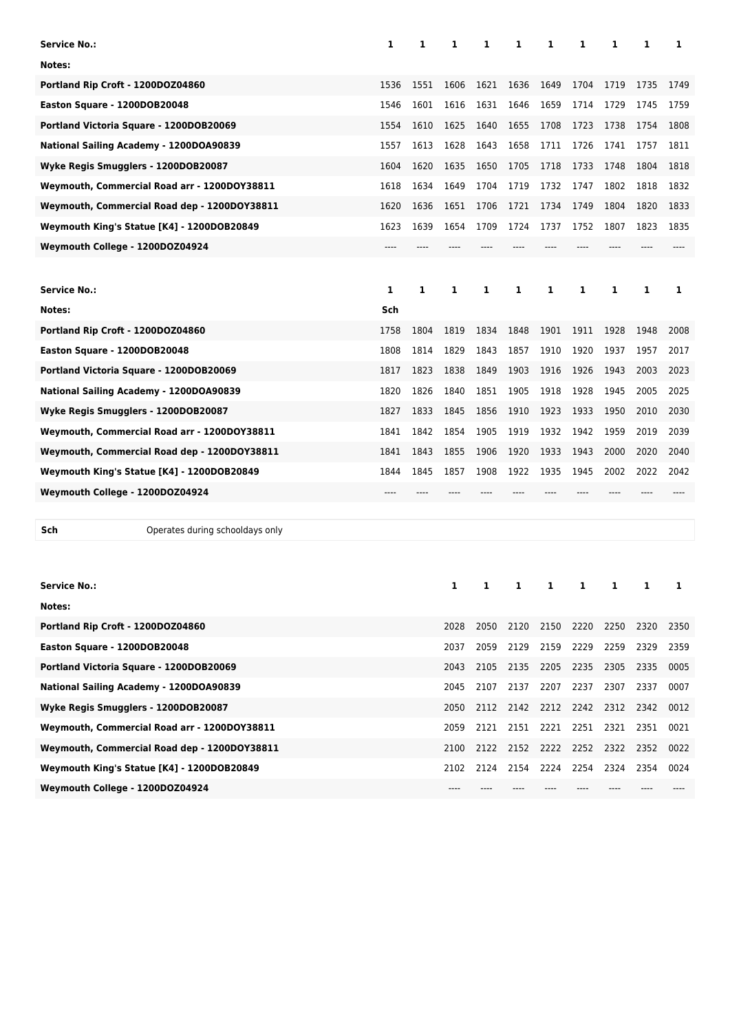| Service No.: | 1 | 1 | 1 | 1 | 1 | 1 | 1 | 1 | 1 | 1 |
|---|---|---|---|---|---|---|---|---|---|---|
| Notes: | | | | | | | | | | |
| Portland Rip Croft - 1200DOZ04860 | 1536 | 1551 | 1606 | 1621 | 1636 | 1649 | 1704 | 1719 | 1735 | 1749 |
| Easton Square - 1200DOB20048 | 1546 | 1601 | 1616 | 1631 | 1646 | 1659 | 1714 | 1729 | 1745 | 1759 |
| Portland Victoria Square - 1200DOB20069 | 1554 | 1610 | 1625 | 1640 | 1655 | 1708 | 1723 | 1738 | 1754 | 1808 |
| National Sailing Academy - 1200DOA90839 | 1557 | 1613 | 1628 | 1643 | 1658 | 1711 | 1726 | 1741 | 1757 | 1811 |
| Wyke Regis Smugglers - 1200DOB20087 | 1604 | 1620 | 1635 | 1650 | 1705 | 1718 | 1733 | 1748 | 1804 | 1818 |
| Weymouth, Commercial Road arr - 1200DOY38811 | 1618 | 1634 | 1649 | 1704 | 1719 | 1732 | 1747 | 1802 | 1818 | 1832 |
| Weymouth, Commercial Road dep - 1200DOY38811 | 1620 | 1636 | 1651 | 1706 | 1721 | 1734 | 1749 | 1804 | 1820 | 1833 |
| Weymouth King's Statue [K4] - 1200DOB20849 | 1623 | 1639 | 1654 | 1709 | 1724 | 1737 | 1752 | 1807 | 1823 | 1835 |
| Weymouth College - 1200DOZ04924 | ---- | ---- | ---- | ---- | ---- | ---- | ---- | ---- | ---- | ---- |

| Service No.: | 1 | 1 | 1 | 1 | 1 | 1 | 1 | 1 | 1 | 1 |
|---|---|---|---|---|---|---|---|---|---|---|
| Notes: | Sch | | | | | | | | | |
| Portland Rip Croft - 1200DOZ04860 | 1758 | 1804 | 1819 | 1834 | 1848 | 1901 | 1911 | 1928 | 1948 | 2008 |
| Easton Square - 1200DOB20048 | 1808 | 1814 | 1829 | 1843 | 1857 | 1910 | 1920 | 1937 | 1957 | 2017 |
| Portland Victoria Square - 1200DOB20069 | 1817 | 1823 | 1838 | 1849 | 1903 | 1916 | 1926 | 1943 | 2003 | 2023 |
| National Sailing Academy - 1200DOA90839 | 1820 | 1826 | 1840 | 1851 | 1905 | 1918 | 1928 | 1945 | 2005 | 2025 |
| Wyke Regis Smugglers - 1200DOB20087 | 1827 | 1833 | 1845 | 1856 | 1910 | 1923 | 1933 | 1950 | 2010 | 2030 |
| Weymouth, Commercial Road arr - 1200DOY38811 | 1841 | 1842 | 1854 | 1905 | 1919 | 1932 | 1942 | 1959 | 2019 | 2039 |
| Weymouth, Commercial Road dep - 1200DOY38811 | 1841 | 1843 | 1855 | 1906 | 1920 | 1933 | 1943 | 2000 | 2020 | 2040 |
| Weymouth King's Statue [K4] - 1200DOB20849 | 1844 | 1845 | 1857 | 1908 | 1922 | 1935 | 1945 | 2002 | 2022 | 2042 |
| Weymouth College - 1200DOZ04924 | ---- | ---- | ---- | ---- | ---- | ---- | ---- | ---- | ---- | ---- |

| | |
|---|---|
| Sch | Operates during schooldays only |

| Service No.: | 1 | 1 | 1 | 1 | 1 | 1 | 1 | 1 |
|---|---|---|---|---|---|---|---|---|
| Notes: | | | | | | | | |
| Portland Rip Croft - 1200DOZ04860 | 2028 | 2050 | 2120 | 2150 | 2220 | 2250 | 2320 | 2350 |
| Easton Square - 1200DOB20048 | 2037 | 2059 | 2129 | 2159 | 2229 | 2259 | 2329 | 2359 |
| Portland Victoria Square - 1200DOB20069 | 2043 | 2105 | 2135 | 2205 | 2235 | 2305 | 2335 | 0005 |
| National Sailing Academy - 1200DOA90839 | 2045 | 2107 | 2137 | 2207 | 2237 | 2307 | 2337 | 0007 |
| Wyke Regis Smugglers - 1200DOB20087 | 2050 | 2112 | 2142 | 2212 | 2242 | 2312 | 2342 | 0012 |
| Weymouth, Commercial Road arr - 1200DOY38811 | 2059 | 2121 | 2151 | 2221 | 2251 | 2321 | 2351 | 0021 |
| Weymouth, Commercial Road dep - 1200DOY38811 | 2100 | 2122 | 2152 | 2222 | 2252 | 2322 | 2352 | 0022 |
| Weymouth King's Statue [K4] - 1200DOB20849 | 2102 | 2124 | 2154 | 2224 | 2254 | 2324 | 2354 | 0024 |
| Weymouth College - 1200DOZ04924 | ---- | ---- | ---- | ---- | ---- | ---- | ---- | ---- |